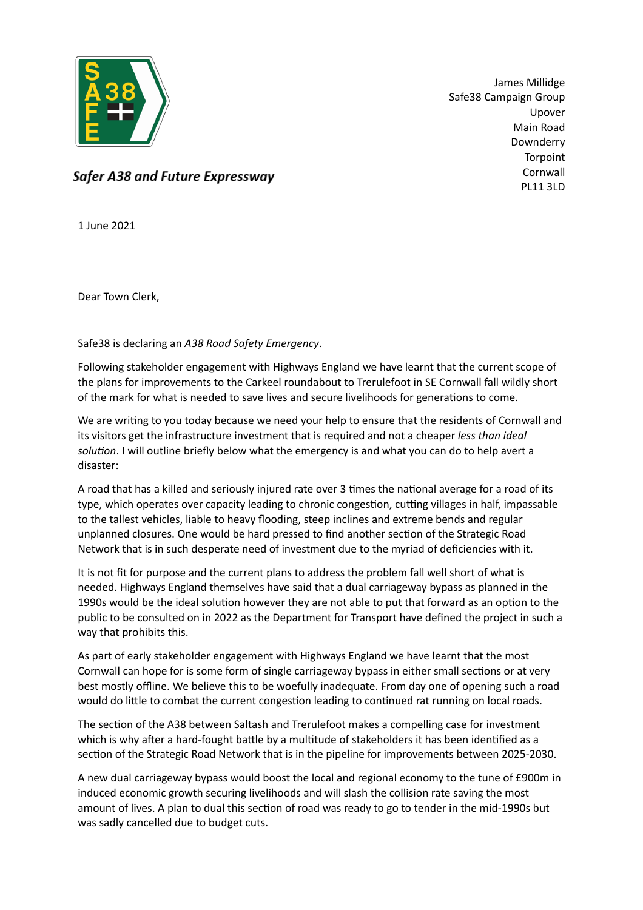*Safer A38 and Future Expressway*

James Millidge
Safe38 Campaign Group
Upover
Main Road
Downderry
Torpoint
Cornwall
PL11 3LD

1 June 2021

Dear Town Clerk,

Safe38 is declaring an *A38 Road Safety Emergency*.

Following stakeholder engagement with Highways England we have learnt that the current scope of the plans for improvements to the Carkeel roundabout to Trerulefoot in SE Cornwall fall wildly short of the mark for what is needed to save lives and secure livelihoods for generations to come.

We are writing to you today because we need your help to ensure that the residents of Cornwall and its visitors get the infrastructure investment that is required and not a cheaper *less than ideal solution*. I will outline briefly below what the emergency is and what you can do to help avert a disaster:

A road that has a killed and seriously injured rate over 3 times the national average for a road of its type, which operates over capacity leading to chronic congestion, cutting villages in half, impassable to the tallest vehicles, liable to heavy flooding, steep inclines and extreme bends and regular unplanned closures. One would be hard pressed to find another section of the Strategic Road Network that is in such desperate need of investment due to the myriad of deficiencies with it.

It is not fit for purpose and the current plans to address the problem fall well short of what is needed. Highways England themselves have said that a dual carriageway bypass as planned in the 1990s would be the ideal solution however they are not able to put that forward as an option to the public to be consulted on in 2022 as the Department for Transport have defined the project in such a way that prohibits this.

As part of early stakeholder engagement with Highways England we have learnt that the most Cornwall can hope for is some form of single carriageway bypass in either small sections or at very best mostly offline. We believe this to be woefully inadequate. From day one of opening such a road would do little to combat the current congestion leading to continued rat running on local roads.

The section of the A38 between Saltash and Trerulefoot makes a compelling case for investment which is why after a hard-fought battle by a multitude of stakeholders it has been identified as a section of the Strategic Road Network that is in the pipeline for improvements between 2025-2030.

A new dual carriageway bypass would boost the local and regional economy to the tune of £900m in induced economic growth securing livelihoods and will slash the collision rate saving the most amount of lives. A plan to dual this section of road was ready to go to tender in the mid-1990s but was sadly cancelled due to budget cuts.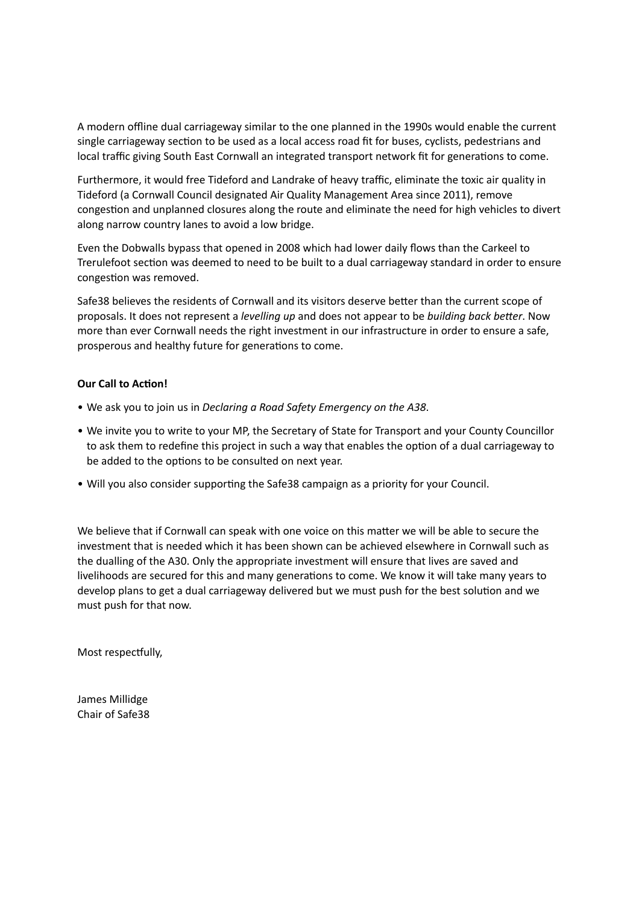A modern offline dual carriageway similar to the one planned in the 1990s would enable the current single carriageway section to be used as a local access road fit for buses, cyclists, pedestrians and local traffic giving South East Cornwall an integrated transport network fit for generations to come.

Furthermore, it would free Tideford and Landrake of heavy traffic, eliminate the toxic air quality in Tideford (a Cornwall Council designated Air Quality Management Area since 2011), remove congestion and unplanned closures along the route and eliminate the need for high vehicles to divert along narrow country lanes to avoid a low bridge.

Even the Dobwalls bypass that opened in 2008 which had lower daily flows than the Carkeel to Trerulefoot section was deemed to need to be built to a dual carriageway standard in order to ensure congestion was removed.

Safe38 believes the residents of Cornwall and its visitors deserve better than the current scope of proposals. It does not represent a *levelling up* and does not appear to be *building back better*. Now more than ever Cornwall needs the right investment in our infrastructure in order to ensure a safe, prosperous and healthy future for generations to come.

**Our Call to Action!**

- We ask you to join us in *Declaring a Road Safety Emergency on the A38*.
- We invite you to write to your MP, the Secretary of State for Transport and your County Councillor to ask them to redefine this project in such a way that enables the option of a dual carriageway to be added to the options to be consulted on next year.
- Will you also consider supporting the Safe38 campaign as a priority for your Council.

We believe that if Cornwall can speak with one voice on this matter we will be able to secure the investment that is needed which it has been shown can be achieved elsewhere in Cornwall such as the dualling of the A30. Only the appropriate investment will ensure that lives are saved and livelihoods are secured for this and many generations to come. We know it will take many years to develop plans to get a dual carriageway delivered but we must push for the best solution and we must push for that now.

Most respectfully,

James Millidge
Chair of Safe38